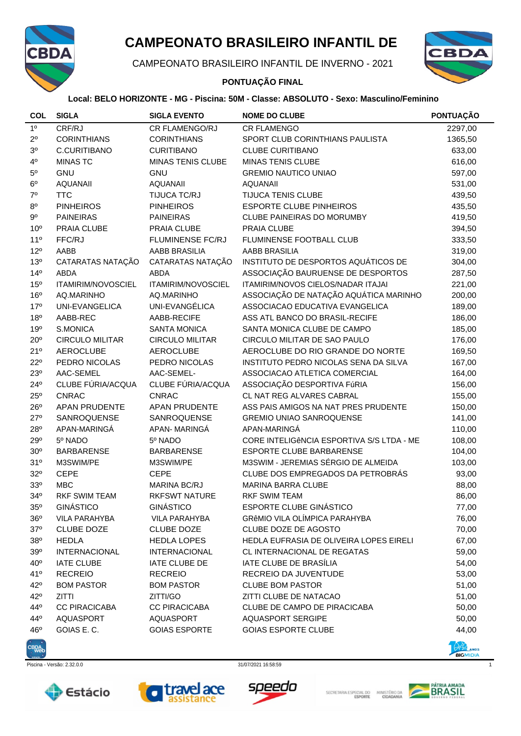# CAMPEONATO BRASILEIRO INFANTIL DE

CAMPEONATO BRASILEIRO INFANTIL DE INVERNO - 2021

**PONTUAÇÃO FINAL**

**Local: BELO HORIZONTE - MG - Piscina: 50M - Classe: ABSOLUTO - Sexo: Masculino/Feminino**

| COL | SIGLA | SIGLA EVENTO | NOME DO CLUBE | PONTUAÇÃO |
|---|---|---|---|---|
| 1º | CRF/RJ | CR FLAMENGO/RJ | CR FLAMENGO | 2297,00 |
| 2º | CORINTHIANS | CORINTHIANS | SPORT CLUB CORINTHIANS PAULISTA | 1365,50 |
| 3º | C.CURITIBANO | CURITIBANO | CLUBE CURITIBANO | 633,00 |
| 4º | MINAS TC | MINAS TENIS CLUBE | MINAS TENIS CLUBE | 616,00 |
| 5º | GNU | GNU | GREMIO NAUTICO UNIAO | 597,00 |
| 6º | AQUANAII | AQUANAII | AQUANAII | 531,00 |
| 7º | TTC | TIJUCA TC/RJ | TIJUCA TENIS CLUBE | 439,50 |
| 8º | PINHEIROS | PINHEIROS | ESPORTE CLUBE PINHEIROS | 435,50 |
| 9º | PAINEIRAS | PAINEIRAS | CLUBE PAINEIRAS DO MORUMBY | 419,50 |
| 10º | PRAIA CLUBE | PRAIA CLUBE | PRAIA CLUBE | 394,50 |
| 11º | FFC/RJ | FLUMINENSE FC/RJ | FLUMINENSE FOOTBALL CLUB | 333,50 |
| 12º | AABB | AABB BRASILIA | AABB BRASILIA | 319,00 |
| 13º | CATARATAS NATAÇÃO | CATARATAS NATAÇÃO | INSTITUTO DE DESPORTOS AQUÁTICOS DE | 304,00 |
| 14º | ABDA | ABDA | ASSOCIAÇÃO BAURUENSE DE DESPORTOS | 287,50 |
| 15º | ITAMIRIM/NOVOSCIEL | ITAMIRIM/NOVOSCIEL | ITAMIRIM/NOVOS CIELOS/NADAR ITAJAI | 221,00 |
| 16º | AQ.MARINHO | AQ.MARINHO | ASSOCIAÇÃO DE NATAÇÃO AQUÁTICA MARINHO | 200,00 |
| 17º | UNI-EVANGELICA | UNI-EVANGÉLICA | ASSOCIACAO EDUCATIVA EVANGELICA | 189,00 |
| 18º | AABB-REC | AABB-RECIFE | ASS ATL BANCO DO BRASIL-RECIFE | 186,00 |
| 19º | S.MONICA | SANTA MONICA | SANTA MONICA CLUBE DE CAMPO | 185,00 |
| 20º | CIRCULO MILITAR | CIRCULO MILITAR | CIRCULO MILITAR DE SAO PAULO | 176,00 |
| 21º | AEROCLUBE | AEROCLUBE | AEROCLUBE DO RIO GRANDE DO NORTE | 169,50 |
| 22º | PEDRO NICOLAS | PEDRO NICOLAS | INSTITUTO PEDRO NICOLAS SENA DA SILVA | 167,00 |
| 23º | AAC-SEMEL | AAC-SEMEL- | ASSOCIACAO ATLETICA COMERCIAL | 164,00 |
| 24º | CLUBE FÚRIA/ACQUA | CLUBE FÚRIA/ACQUA | ASSOCIAÇÃO DESPORTIVA FúRIA | 156,00 |
| 25º | CNRAC | CNRAC | CL NAT REG ALVARES CABRAL | 155,00 |
| 26º | APAN PRUDENTE | APAN PRUDENTE | ASS PAIS AMIGOS NA NAT PRES PRUDENTE | 150,00 |
| 27º | SANROQUENSE | SANROQUENSE | GREMIO UNIAO SANROQUENSE | 141,00 |
| 28º | APAN-MARINGÁ | APAN- MARINGÁ | APAN-MARINGÁ | 110,00 |
| 29º | 5º NADO | 5º NADO | CORE INTELIGêNCIA ESPORTIVA S/S LTDA - ME | 108,00 |
| 30º | BARBARENSE | BARBARENSE | ESPORTE CLUBE BARBARENSE | 104,00 |
| 31º | M3SWIM/PE | M3SWIM/PE | M3SWIM - JEREMIAS SÉRGIO DE ALMEIDA | 103,00 |
| 32º | CEPE | CEPE | CLUBE DOS EMPREGADOS DA PETROBRÁS | 93,00 |
| 33º | MBC | MARINA BC/RJ | MARINA BARRA CLUBE | 88,00 |
| 34º | RKF SWIM TEAM | RKFSWT NATURE | RKF SWIM TEAM | 86,00 |
| 35º | GINÁSTICO | GINÁSTICO | ESPORTE CLUBE GINÁSTICO | 77,00 |
| 36º | VILA PARAHYBA | VILA PARAHYBA | GRêMIO VILA OLÍMPICA PARAHYBA | 76,00 |
| 37º | CLUBE DOZE | CLUBE DOZE | CLUBE DOZE DE AGOSTO | 70,00 |
| 38º | HEDLA | HEDLA LOPES | HEDLA EUFRASIA DE OLIVEIRA LOPES EIRELI | 67,00 |
| 39º | INTERNACIONAL | INTERNACIONAL | CL INTERNACIONAL DE REGATAS | 59,00 |
| 40º | IATE CLUBE | IATE CLUBE DE | IATE CLUBE DE BRASÍLIA | 54,00 |
| 41º | RECREIO | RECREIO | RECREIO DA JUVENTUDE | 53,00 |
| 42º | BOM PASTOR | BOM PASTOR | CLUBE BOM PASTOR | 51,00 |
| 42º | ZITTI | ZITTI/GO | ZITTI CLUBE DE NATACAO | 51,00 |
| 44º | CC PIRACICABA | CC PIRACICABA | CLUBE DE CAMPO DE PIRACICABA | 50,00 |
| 44º | AQUASPORT | AQUASPORT | AQUASPORT SERGIPE | 50,00 |
| 46º | GOIAS E. C. | GOIAS ESPORTE | GOIAS ESPORTE CLUBE | 44,00 |

Piscina - Versão: 2.32.0.0 &nbsp;&nbsp;&nbsp; 31/07/2021 16:58:59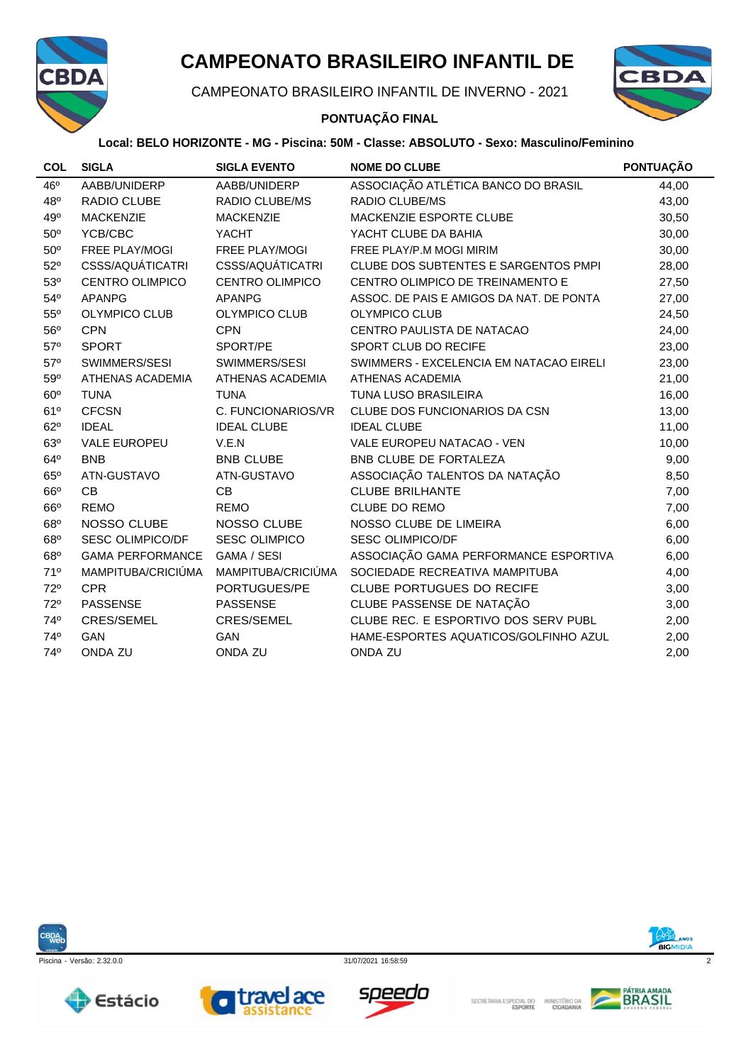# CAMPEONATO BRASILEIRO INFANTIL DE

CAMPEONATO BRASILEIRO INFANTIL DE INVERNO - 2021

**PONTUAÇÃO FINAL**

**Local: BELO HORIZONTE - MG - Piscina: 50M - Classe: ABSOLUTO - Sexo: Masculino/Feminino**

| COL | SIGLA | SIGLA EVENTO | NOME DO CLUBE | PONTUAÇÃO |
|---|---|---|---|---|
| 46º | AABB/UNIDERP | AABB/UNIDERP | ASSOCIAÇÃO ATLÉTICA BANCO DO BRASIL | 44,00 |
| 48º | RADIO CLUBE | RADIO CLUBE/MS | RADIO CLUBE/MS | 43,00 |
| 49º | MACKENZIE | MACKENZIE | MACKENZIE ESPORTE CLUBE | 30,50 |
| 50º | YCB/CBC | YACHT | YACHT CLUBE DA BAHIA | 30,00 |
| 50º | FREE PLAY/MOGI | FREE PLAY/MOGI | FREE PLAY/P.M MOGI MIRIM | 30,00 |
| 52º | CSSS/AQUÁTICATRI | CSSS/AQUÁTICATRI | CLUBE DOS SUBTENTES E SARGENTOS PMPI | 28,00 |
| 53º | CENTRO OLIMPICO | CENTRO OLIMPICO | CENTRO OLIMPICO DE TREINAMENTO E | 27,50 |
| 54º | APANPG | APANPG | ASSOC. DE PAIS E AMIGOS DA NAT. DE PONTA | 27,00 |
| 55º | OLYMPICO CLUB | OLYMPICO CLUB | OLYMPICO CLUB | 24,50 |
| 56º | CPN | CPN | CENTRO PAULISTA DE NATACAO | 24,00 |
| 57º | SPORT | SPORT/PE | SPORT CLUB DO RECIFE | 23,00 |
| 57º | SWIMMERS/SESI | SWIMMERS/SESI | SWIMMERS - EXCELENCIA EM NATACAO EIRELI | 23,00 |
| 59º | ATHENAS ACADEMIA | ATHENAS ACADEMIA | ATHENAS ACADEMIA | 21,00 |
| 60º | TUNA | TUNA | TUNA LUSO BRASILEIRA | 16,00 |
| 61º | CFCSN | C. FUNCIONARIOS/VR | CLUBE DOS FUNCIONARIOS DA CSN | 13,00 |
| 62º | IDEAL | IDEAL CLUBE | IDEAL CLUBE | 11,00 |
| 63º | VALE EUROPEU | V.E.N | VALE EUROPEU NATACAO - VEN | 10,00 |
| 64º | BNB | BNB CLUBE | BNB CLUBE DE FORTALEZA | 9,00 |
| 65º | ATN-GUSTAVO | ATN-GUSTAVO | ASSOCIAÇÃO TALENTOS DA NATAÇÃO | 8,50 |
| 66º | CB | CB | CLUBE BRILHANTE | 7,00 |
| 66º | REMO | REMO | CLUBE DO REMO | 7,00 |
| 68º | NOSSO CLUBE | NOSSO CLUBE | NOSSO CLUBE DE LIMEIRA | 6,00 |
| 68º | SESC OLIMPICO/DF | SESC OLIMPICO | SESC OLIMPICO/DF | 6,00 |
| 68º | GAMA PERFORMANCE | GAMA / SESI | ASSOCIAÇÃO GAMA PERFORMANCE ESPORTIVA | 6,00 |
| 71º | MAMPITUBA/CRICIÚMA | MAMPITUBA/CRICIÚMA | SOCIEDADE RECREATIVA MAMPITUBA | 4,00 |
| 72º | CPR | PORTUGUES/PE | CLUBE PORTUGUES DO RECIFE | 3,00 |
| 72º | PASSENSE | PASSENSE | CLUBE PASSENSE DE NATAÇÃO | 3,00 |
| 74º | CRES/SEMEL | CRES/SEMEL | CLUBE REC. E ESPORTIVO DOS SERV PUBL | 2,00 |
| 74º | GAN | GAN | HAME-ESPORTES AQUATICOS/GOLFINHO AZUL | 2,00 |
| 74º | ONDA ZU | ONDA ZU | ONDA ZU | 2,00 |

Piscina - Versão: 2.32.0.0 31/07/2021 16:58:59